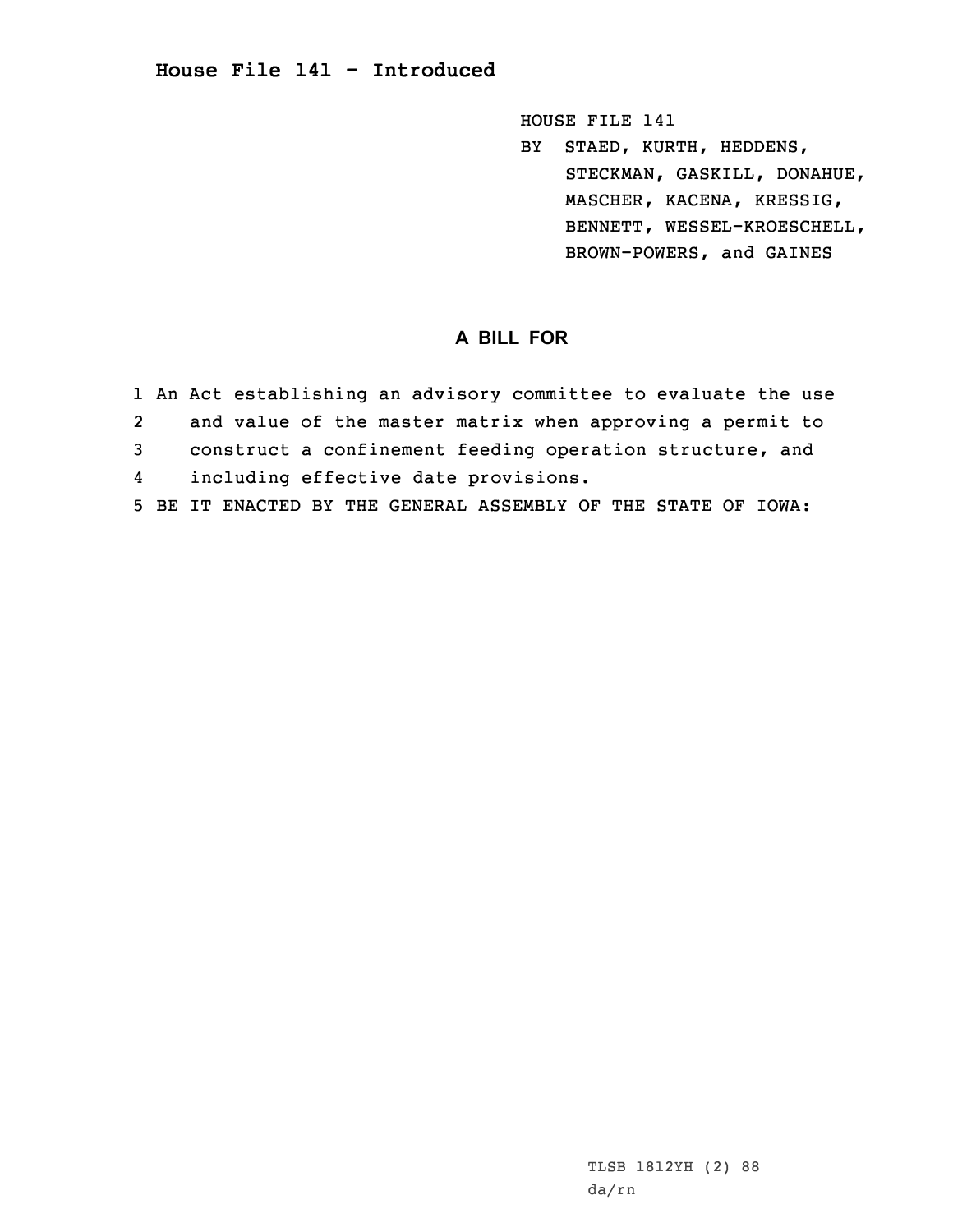# House File 141 - Introduced

HOUSE FILE 141
BY STAED, KURTH, HEDDENS, STECKMAN, GASKILL, DONAHUE, MASCHER, KACENA, KRESSIG, BENNETT, WESSEL-KROESCHELL, BROWN-POWERS, and GAINES

## A BILL FOR

1 An Act establishing an advisory committee to evaluate the use
2 and value of the master matrix when approving a permit to
3 construct a confinement feeding operation structure, and
4 including effective date provisions.
5 BE IT ENACTED BY THE GENERAL ASSEMBLY OF THE STATE OF IOWA:

TLSB 1812YH (2) 88
da/rn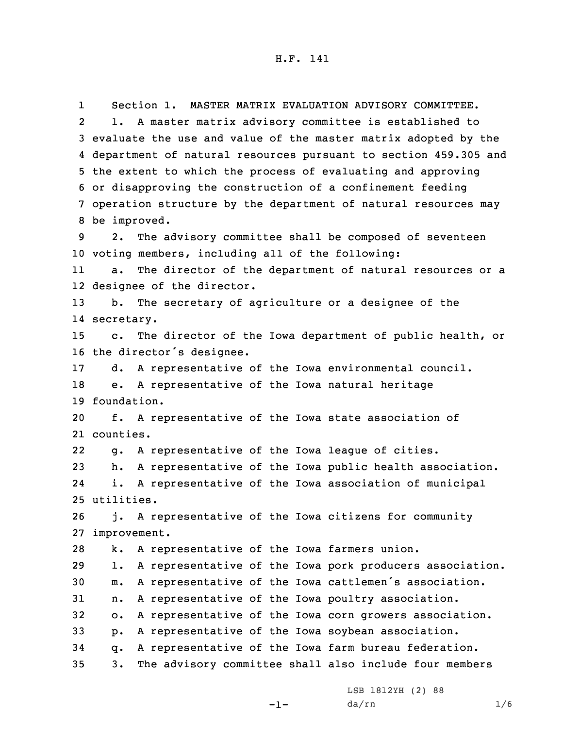Section 1. MASTER MATRIX EVALUATION ADVISORY COMMITTEE.

1. A master matrix advisory committee is established to evaluate the use and value of the master matrix adopted by the department of natural resources pursuant to section 459.305 and the extent to which the process of evaluating and approving or disapproving the construction of a confinement feeding operation structure by the department of natural resources may be improved.

2. The advisory committee shall be composed of seventeen voting members, including all of the following:

a. The director of the department of natural resources or a designee of the director.

b. The secretary of agriculture or a designee of the secretary.

c. The director of the Iowa department of public health, or the director's designee.

d. A representative of the Iowa environmental council.

e. A representative of the Iowa natural heritage foundation.

f. A representative of the Iowa state association of counties.

g. A representative of the Iowa league of cities.

h. A representative of the Iowa public health association.

i. A representative of the Iowa association of municipal utilities.

j. A representative of the Iowa citizens for community improvement.

k. A representative of the Iowa farmers union.

l. A representative of the Iowa pork producers association.

m. A representative of the Iowa cattlemen's association.

n. A representative of the Iowa poultry association.

o. A representative of the Iowa corn growers association.

p. A representative of the Iowa soybean association.

q. A representative of the Iowa farm bureau federation.

3. The advisory committee shall also include four members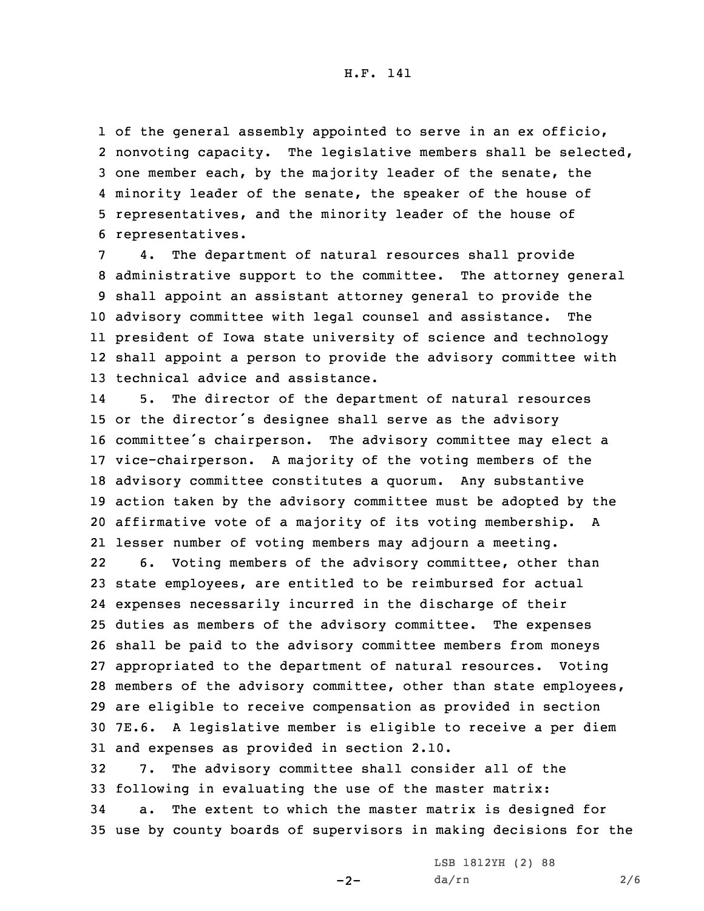of the general assembly appointed to serve in an ex officio, nonvoting capacity. The legislative members shall be selected, one member each, by the majority leader of the senate, the minority leader of the senate, the speaker of the house of representatives, and the minority leader of the house of representatives.

4. The department of natural resources shall provide administrative support to the committee. The attorney general shall appoint an assistant attorney general to provide the advisory committee with legal counsel and assistance. The president of Iowa state university of science and technology shall appoint a person to provide the advisory committee with technical advice and assistance.

5. The director of the department of natural resources or the director's designee shall serve as the advisory committee's chairperson. The advisory committee may elect a vice-chairperson. A majority of the voting members of the advisory committee constitutes a quorum. Any substantive action taken by the advisory committee must be adopted by the affirmative vote of a majority of its voting membership. A lesser number of voting members may adjourn a meeting.

6. Voting members of the advisory committee, other than state employees, are entitled to be reimbursed for actual expenses necessarily incurred in the discharge of their duties as members of the advisory committee. The expenses shall be paid to the advisory committee members from moneys appropriated to the department of natural resources. Voting members of the advisory committee, other than state employees, are eligible to receive compensation as provided in section 7E.6. A legislative member is eligible to receive a per diem and expenses as provided in section 2.10.

7. The advisory committee shall consider all of the following in evaluating the use of the master matrix:

a. The extent to which the master matrix is designed for use by county boards of supervisors in making decisions for the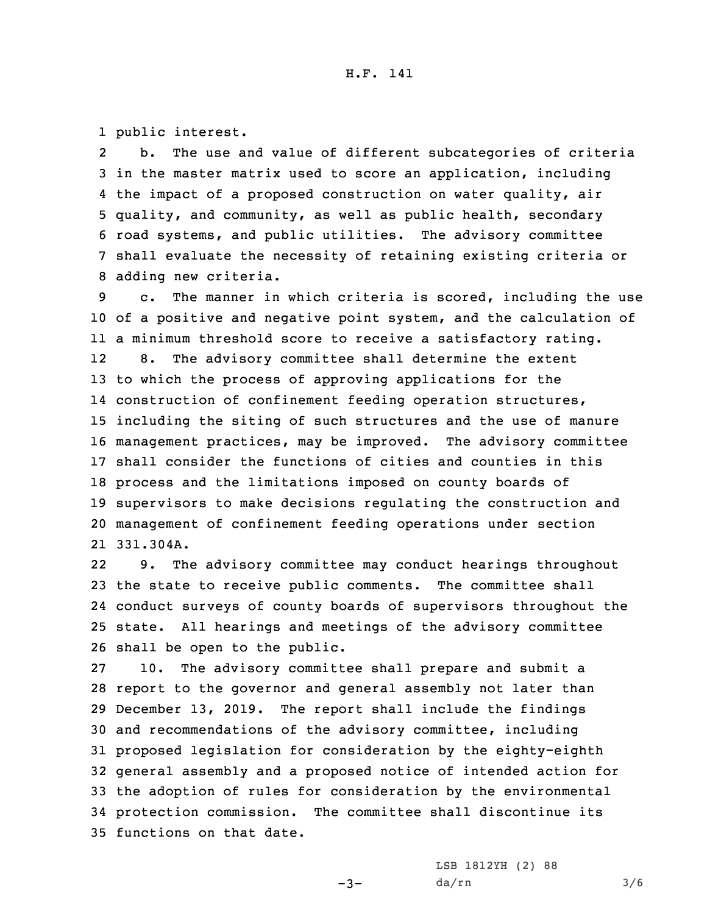public interest.

b. The use and value of different subcategories of criteria in the master matrix used to score an application, including the impact of a proposed construction on water quality, air quality, and community, as well as public health, secondary road systems, and public utilities. The advisory committee shall evaluate the necessity of retaining existing criteria or adding new criteria.

c. The manner in which criteria is scored, including the use of a positive and negative point system, and the calculation of a minimum threshold score to receive a satisfactory rating.

8. The advisory committee shall determine the extent to which the process of approving applications for the construction of confinement feeding operation structures, including the siting of such structures and the use of manure management practices, may be improved. The advisory committee shall consider the functions of cities and counties in this process and the limitations imposed on county boards of supervisors to make decisions regulating the construction and management of confinement feeding operations under section 331.304A.

9. The advisory committee may conduct hearings throughout the state to receive public comments. The committee shall conduct surveys of county boards of supervisors throughout the state. All hearings and meetings of the advisory committee shall be open to the public.

10. The advisory committee shall prepare and submit a report to the governor and general assembly not later than December 13, 2019. The report shall include the findings and recommendations of the advisory committee, including proposed legislation for consideration by the eighty-eighth general assembly and a proposed notice of intended action for the adoption of rules for consideration by the environmental protection commission. The committee shall discontinue its functions on that date.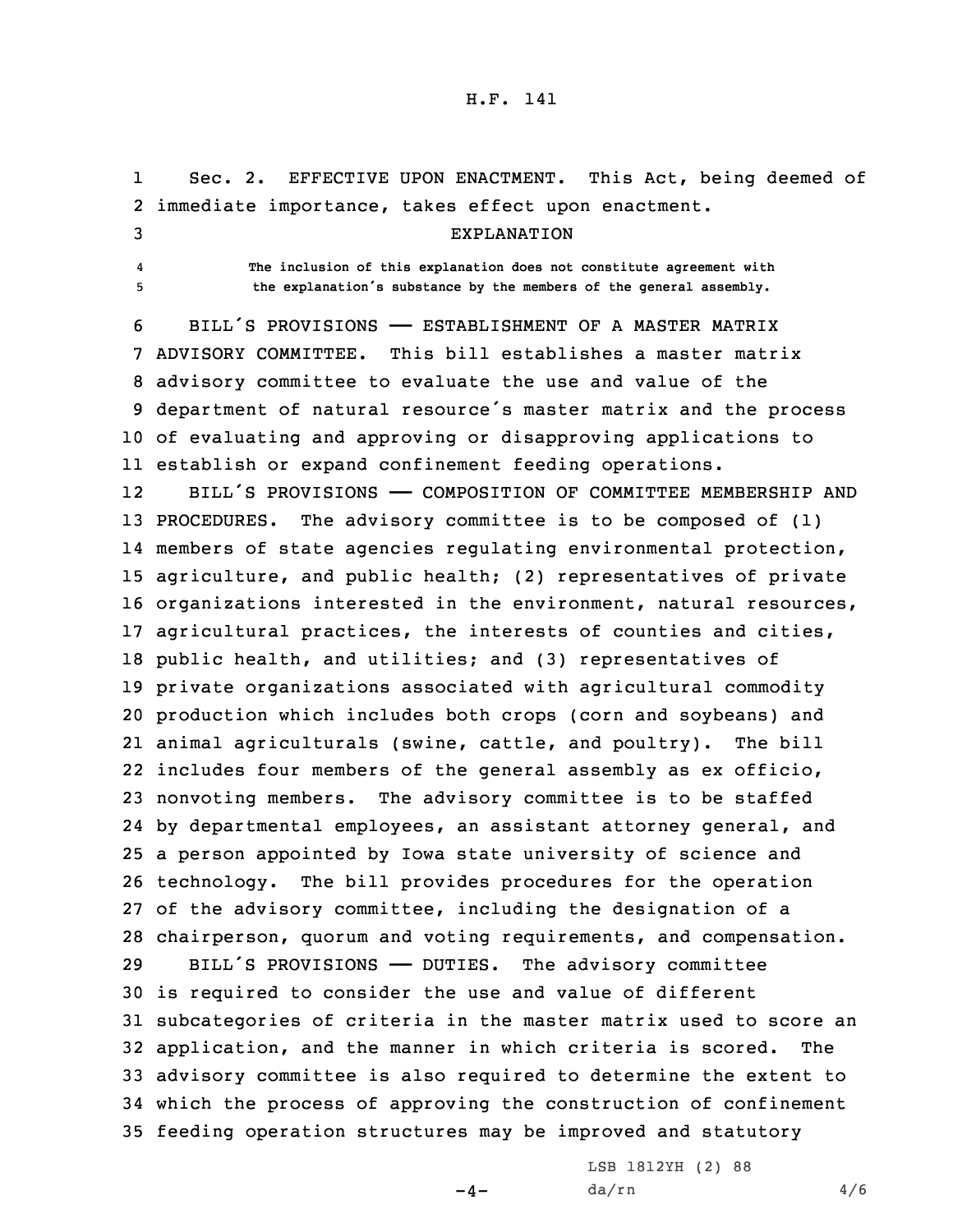Sec. 2. EFFECTIVE UPON ENACTMENT. This Act, being deemed of immediate importance, takes effect upon enactment.

EXPLANATION

The inclusion of this explanation does not constitute agreement with the explanation's substance by the members of the general assembly.

BILL'S PROVISIONS —— ESTABLISHMENT OF A MASTER MATRIX ADVISORY COMMITTEE. This bill establishes a master matrix advisory committee to evaluate the use and value of the department of natural resource's master matrix and the process of evaluating and approving or disapproving applications to establish or expand confinement feeding operations.

BILL'S PROVISIONS —— COMPOSITION OF COMMITTEE MEMBERSHIP AND PROCEDURES. The advisory committee is to be composed of (1) members of state agencies regulating environmental protection, agriculture, and public health; (2) representatives of private organizations interested in the environment, natural resources, agricultural practices, the interests of counties and cities, public health, and utilities; and (3) representatives of private organizations associated with agricultural commodity production which includes both crops (corn and soybeans) and animal agriculturals (swine, cattle, and poultry). The bill includes four members of the general assembly as ex officio, nonvoting members. The advisory committee is to be staffed by departmental employees, an assistant attorney general, and a person appointed by Iowa state university of science and technology. The bill provides procedures for the operation of the advisory committee, including the designation of a chairperson, quorum and voting requirements, and compensation.

BILL'S PROVISIONS —— DUTIES. The advisory committee is required to consider the use and value of different subcategories of criteria in the master matrix used to score an application, and the manner in which criteria is scored. The advisory committee is also required to determine the extent to which the process of approving the construction of confinement feeding operation structures may be improved and statutory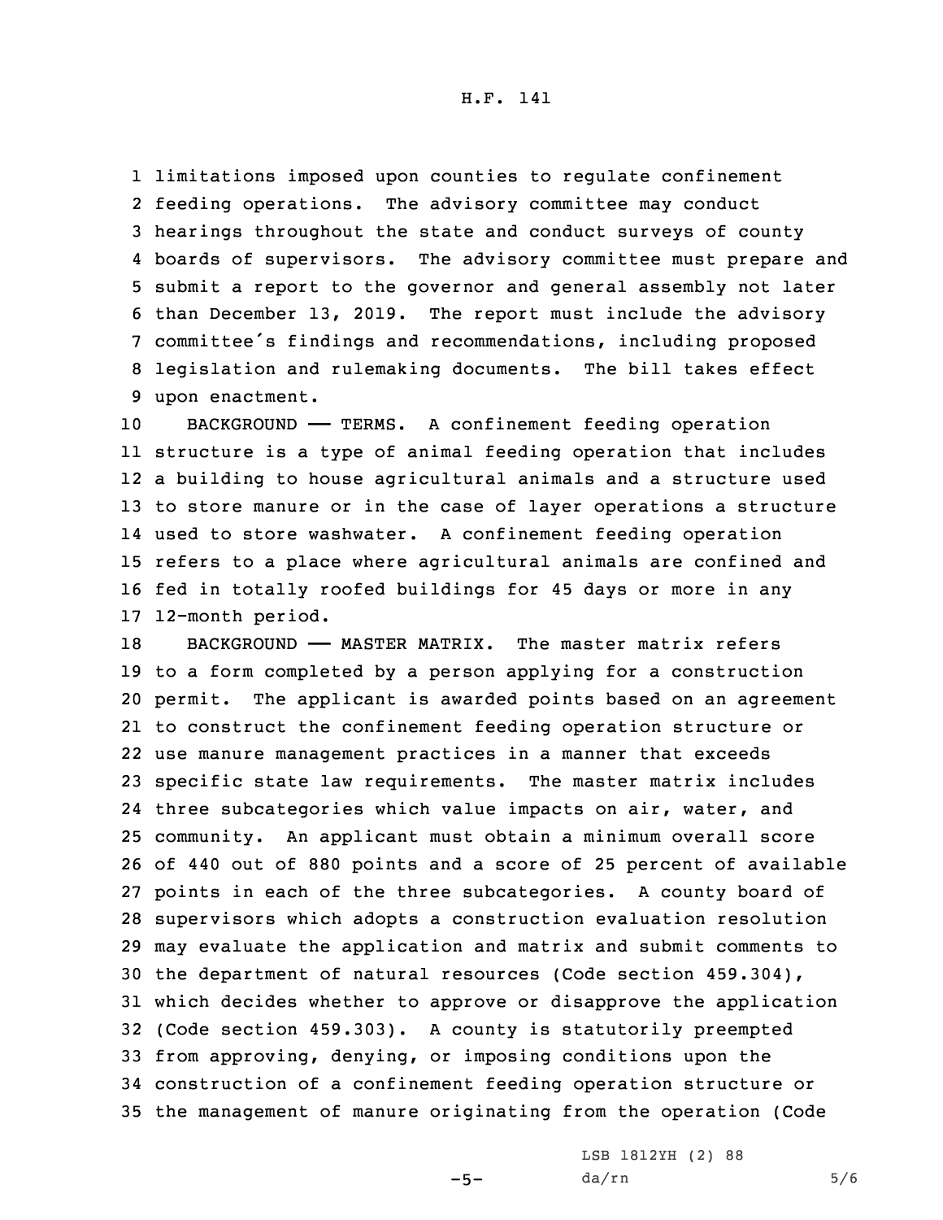limitations imposed upon counties to regulate confinement feeding operations. The advisory committee may conduct hearings throughout the state and conduct surveys of county boards of supervisors. The advisory committee must prepare and submit a report to the governor and general assembly not later than December 13, 2019. The report must include the advisory committee's findings and recommendations, including proposed legislation and rulemaking documents. The bill takes effect upon enactment.

BACKGROUND —— TERMS. A confinement feeding operation structure is a type of animal feeding operation that includes a building to house agricultural animals and a structure used to store manure or in the case of layer operations a structure used to store washwater. A confinement feeding operation refers to a place where agricultural animals are confined and fed in totally roofed buildings for 45 days or more in any 12-month period.

BACKGROUND —— MASTER MATRIX. The master matrix refers to a form completed by a person applying for a construction permit. The applicant is awarded points based on an agreement to construct the confinement feeding operation structure or use manure management practices in a manner that exceeds specific state law requirements. The master matrix includes three subcategories which value impacts on air, water, and community. An applicant must obtain a minimum overall score of 440 out of 880 points and a score of 25 percent of available points in each of the three subcategories. A county board of supervisors which adopts a construction evaluation resolution may evaluate the application and matrix and submit comments to the department of natural resources (Code section 459.304), which decides whether to approve or disapprove the application (Code section 459.303). A county is statutorily preempted from approving, denying, or imposing conditions upon the construction of a confinement feeding operation structure or the management of manure originating from the operation (Code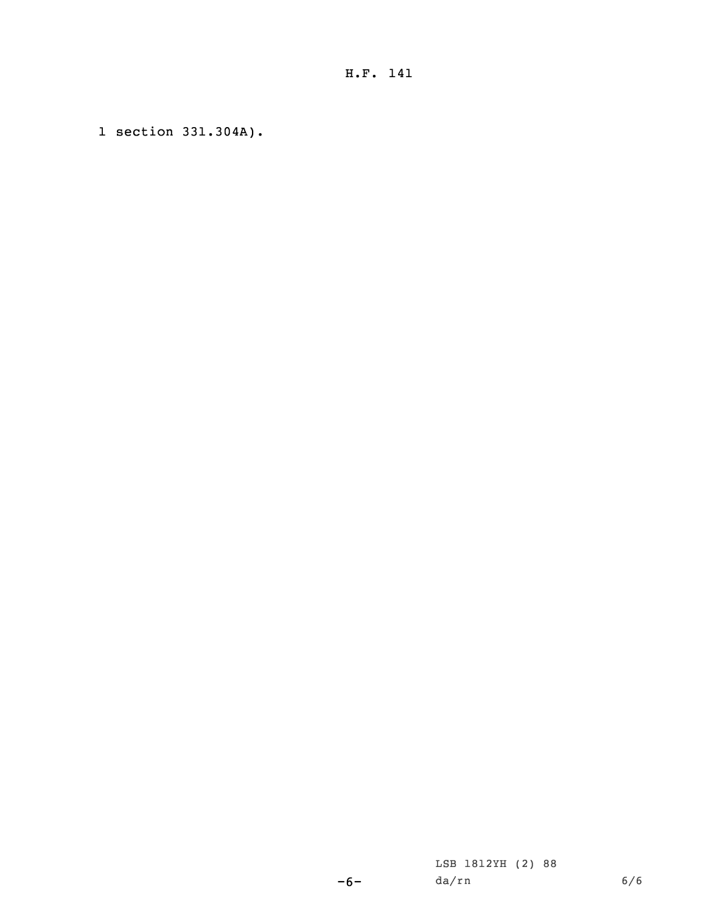1 section 331.304A).